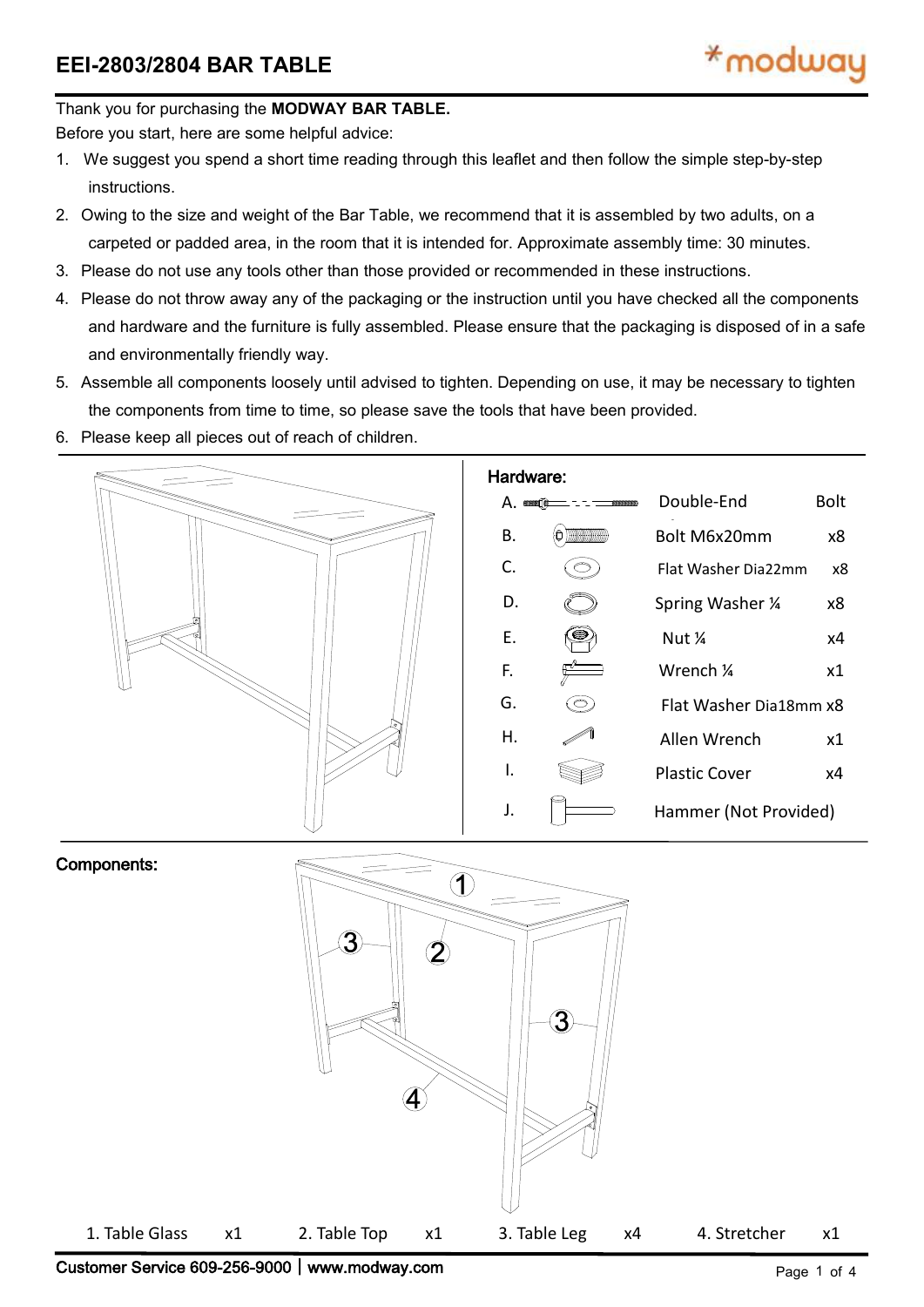# EEI-2803/2804 BAR TABLE

Thank you for purchasing the **MODWAY BAR TABLE.**

Before you start, here are some helpful advice:

1. We suggest you spend a short time reading through this leaflet and then follow the simple step-by-step instructions.
2. Owing to the size and weight of the Bar Table, we recommend that it is assembled by two adults, on a carpeted or padded area, in the room that it is intended for. Approximate assembly time: 30 minutes.
3. Please do not use any tools other than those provided or recommended in these instructions.
4. Please do not throw away any of the packaging or the instruction until you have checked all the components and hardware and the furniture is fully assembled. Please ensure that the packaging is disposed of in a safe and environmentally friendly way.
5. Assemble all components loosely until advised to tighten. Depending on use, it may be necessary to tighten the components from time to time, so please save the tools that have been provided.
6. Please keep all pieces out of reach of children.

## Hardware:

| | Item | Qty |
|---|---|---|
| A. | Double-End Bolt | |
| B. | Bolt M6x20mm | x8 |
| C. | Flat Washer Dia22mm | x8 |
| D. | Spring Washer ¼ | x8 |
| E. | Nut ¼ | x4 |
| F. | Wrench ¼ | x1 |
| G. | Flat Washer Dia18mm | x8 |
| H. | Allen Wrench | x1 |
| I. | Plastic Cover | x4 |
| J. | Hammer (Not Provided) | |

## Components:

| Component | Qty |
|---|---|
| 1. Table Glass | x1 |
| 2. Table Top | x1 |
| 3. Table Leg | x4 |
| 4. Stretcher | x1 |

Customer Service 609-256-9000 | www.modway.com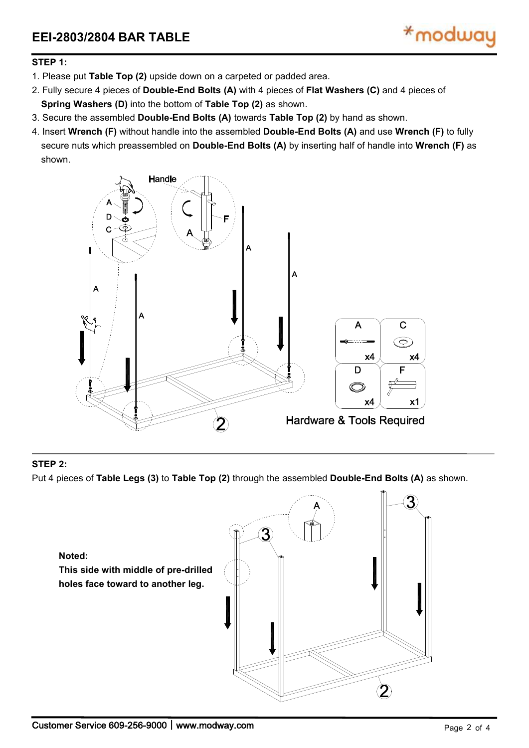## STEP 1:

1. Please put **Table Top (2)** upside down on a carpeted or padded area.
2. Fully secure 4 pieces of **Double-End Bolts (A)** with 4 pieces of **Flat Washers (C)** and 4 pieces of **Spring Washers (D)** into the bottom of **Table Top (2)** as shown.
3. Secure the assembled **Double-End Bolts (A)** towards **Table Top (2)** by hand as shown.
4. Insert **Wrench (F)** without handle into the assembled **Double-End Bolts (A)** and use **Wrench (F)** to fully secure nuts which preassembled on **Double-End Bolts (A)** by inserting half of handle into **Wrench (F)** as shown.

Hardware & Tools Required

| A | C | D | F |
|---|---|---|---|
| x4 | x4 | x4 | x1 |

## STEP 2:

Put 4 pieces of **Table Legs (3)** to **Table Top (2)** through the assembled **Double-End Bolts (A)** as shown.

**Noted:**
**This side with middle of pre-drilled holes face toward to another leg.**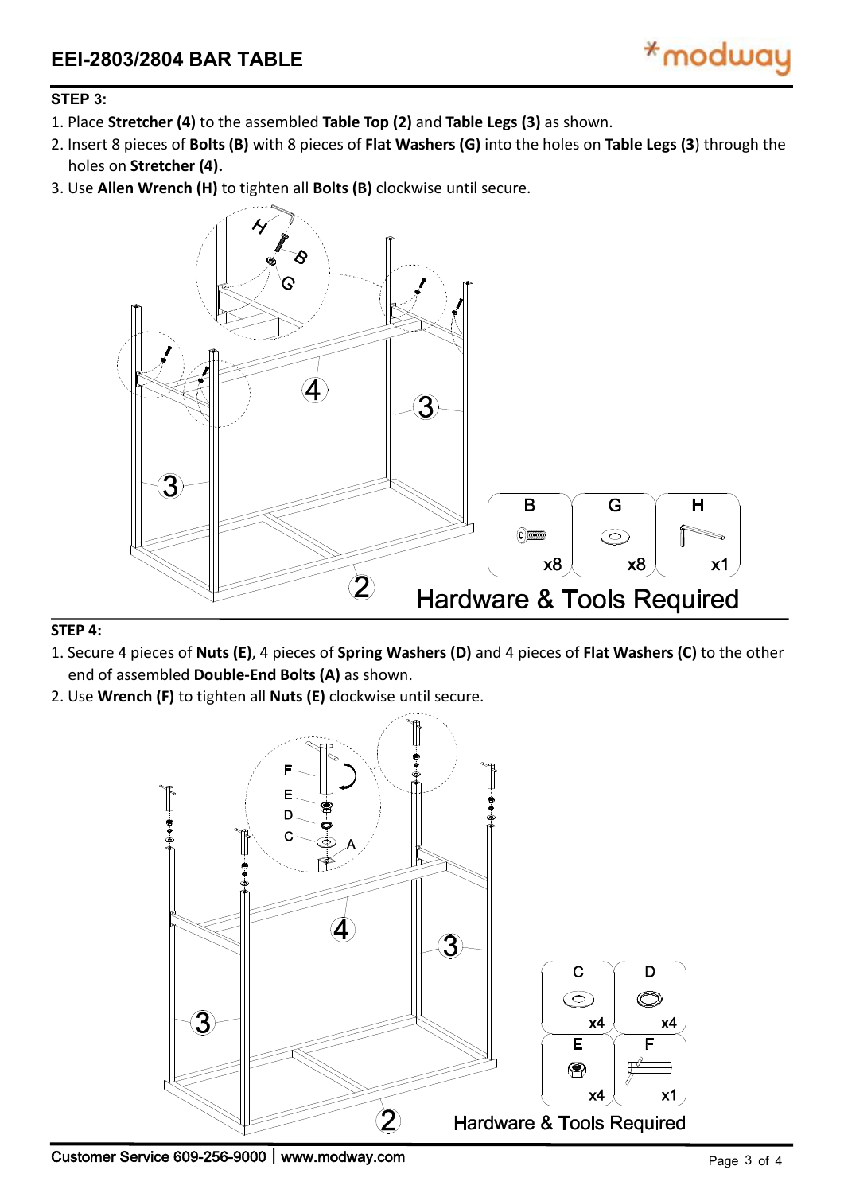## STEP 3:

1. Place **Stretcher (4)** to the assembled **Table Top (2)** and **Table Legs (3)** as shown.
2. Insert 8 pieces of **Bolts (B)** with 8 pieces of **Flat Washers (G)** into the holes on **Table Legs (3**) through the holes on **Stretcher (4).**
3. Use **Allen Wrench (H)** to tighten all **Bolts (B)** clockwise until secure.

**Hardware & Tools Required**

| B | G | H |
|---|---|---|
| x8 | x8 | x1 |

## STEP 4:

1. Secure 4 pieces of **Nuts (E)**, 4 pieces of **Spring Washers (D)** and 4 pieces of **Flat Washers (C)** to the other end of assembled **Double-End Bolts (A)** as shown.
2. Use **Wrench (F)** to tighten all **Nuts (E)** clockwise until secure.

**Hardware & Tools Required**

| C | D | E | F |
|---|---|---|---|
| x4 | x4 | x4 | x1 |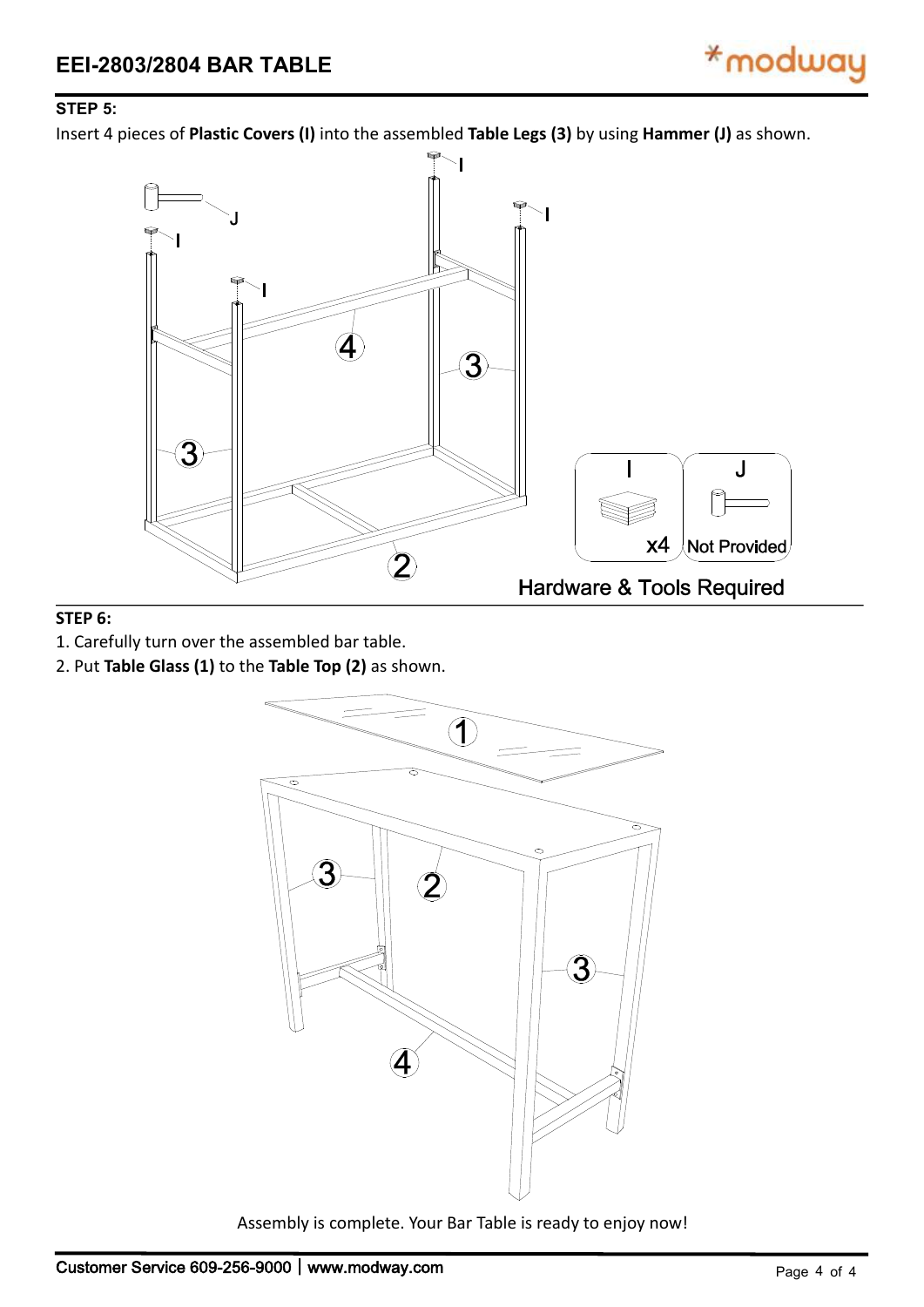**STEP 5:**

Insert 4 pieces of **Plastic Covers (I)** into the assembled **Table Legs (3)** by using **Hammer (J)** as shown.

Hardware & Tools Required

I x4

J Not Provided

**STEP 6:**

1. Carefully turn over the assembled bar table.
2. Put **Table Glass (1)** to the **Table Top (2)** as shown.

Assembly is complete. Your Bar Table is ready to enjoy now!

Customer Service 609-256-9000 | www.modway.com